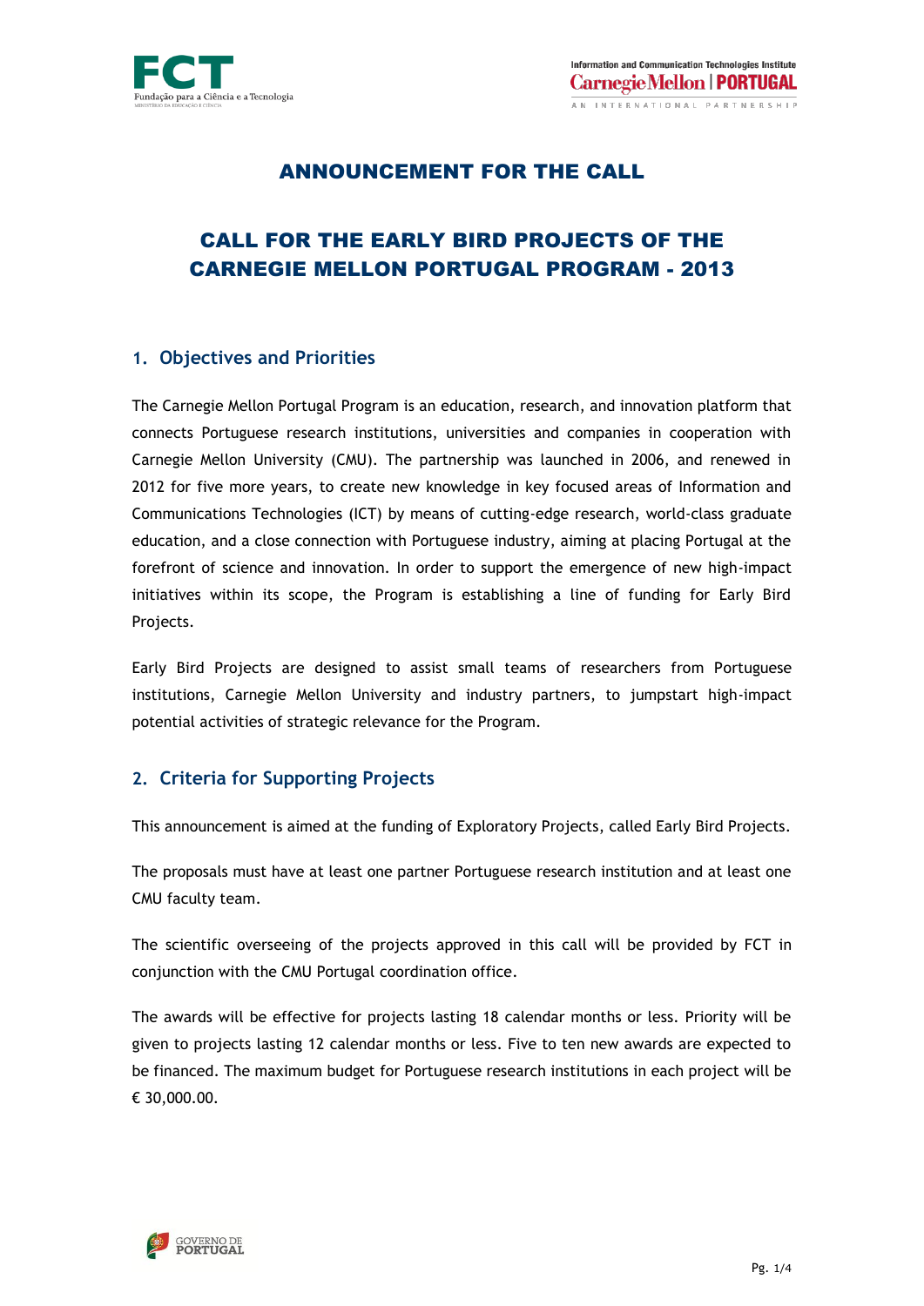# ANNOUNCEMENT FOR THE CALL

# CALL FOR THE EARLY BIRD PROJECTS OF THE CARNEGIE MELLON PORTUGAL PROGRAM - 2013

## 1. Objectives and Priorities

The Carnegie Mellon Portugal Program is an education, research, and innovation platform that connects Portuguese research institutions, universities and companies in cooperation with Carnegie Mellon University (CMU). The partnership was launched in 2006, and renewed in 2012 for five more years, to create new knowledge in key focused areas of Information and Communications Technologies (ICT) by means of cutting-edge research, world-class graduate education, and a close connection with Portuguese industry, aiming at placing Portugal at the forefront of science and innovation. In order to support the emergence of new high-impact initiatives within its scope, the Program is establishing a line of funding for Early Bird Projects.

Early Bird Projects are designed to assist small teams of researchers from Portuguese institutions, Carnegie Mellon University and industry partners, to jumpstart high-impact potential activities of strategic relevance for the Program.

## 2. Criteria for Supporting Projects

This announcement is aimed at the funding of Exploratory Projects, called Early Bird Projects.

The proposals must have at least one partner Portuguese research institution and at least one CMU faculty team.

The scientific overseeing of the projects approved in this call will be provided by FCT in conjunction with the CMU Portugal coordination office.

The awards will be effective for projects lasting 18 calendar months or less. Priority will be given to projects lasting 12 calendar months or less. Five to ten new awards are expected to be financed. The maximum budget for Portuguese research institutions in each project will be € 30,000.00.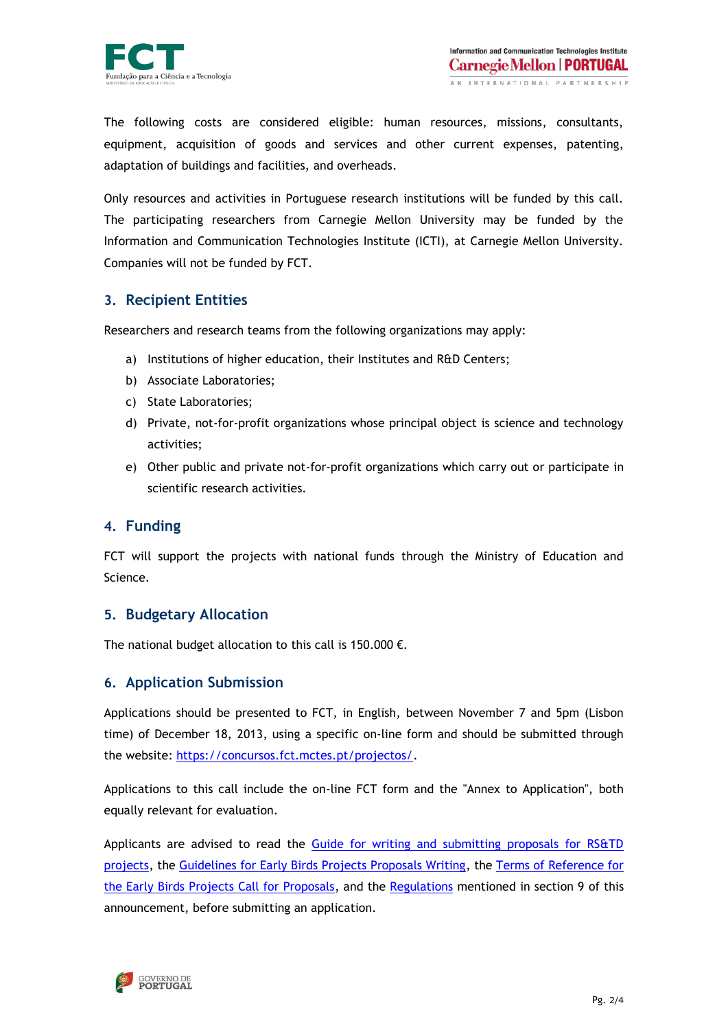The following costs are considered eligible: human resources, missions, consultants, equipment, acquisition of goods and services and other current expenses, patenting, adaptation of buildings and facilities, and overheads.

Only resources and activities in Portuguese research institutions will be funded by this call. The participating researchers from Carnegie Mellon University may be funded by the Information and Communication Technologies Institute (ICTI), at Carnegie Mellon University. Companies will not be funded by FCT.

## 3. Recipient Entities

Researchers and research teams from the following organizations may apply:

a) Institutions of higher education, their Institutes and R&D Centers;
b) Associate Laboratories;
c) State Laboratories;
d) Private, not-for-profit organizations whose principal object is science and technology activities;
e) Other public and private not-for-profit organizations which carry out or participate in scientific research activities.

## 4. Funding

FCT will support the projects with national funds through the Ministry of Education and Science.

## 5. Budgetary Allocation

The national budget allocation to this call is 150.000 €.

## 6. Application Submission

Applications should be presented to FCT, in English, between November 7 and 5pm (Lisbon time) of December 18, 2013, using a specific on-line form and should be submitted through the website: https://concursos.fct.mctes.pt/projectos/.

Applications to this call include the on-line FCT form and the "Annex to Application", both equally relevant for evaluation.

Applicants are advised to read the Guide for writing and submitting proposals for RS&TD projects, the Guidelines for Early Birds Projects Proposals Writing, the Terms of Reference for the Early Birds Projects Call for Proposals, and the Regulations mentioned in section 9 of this announcement, before submitting an application.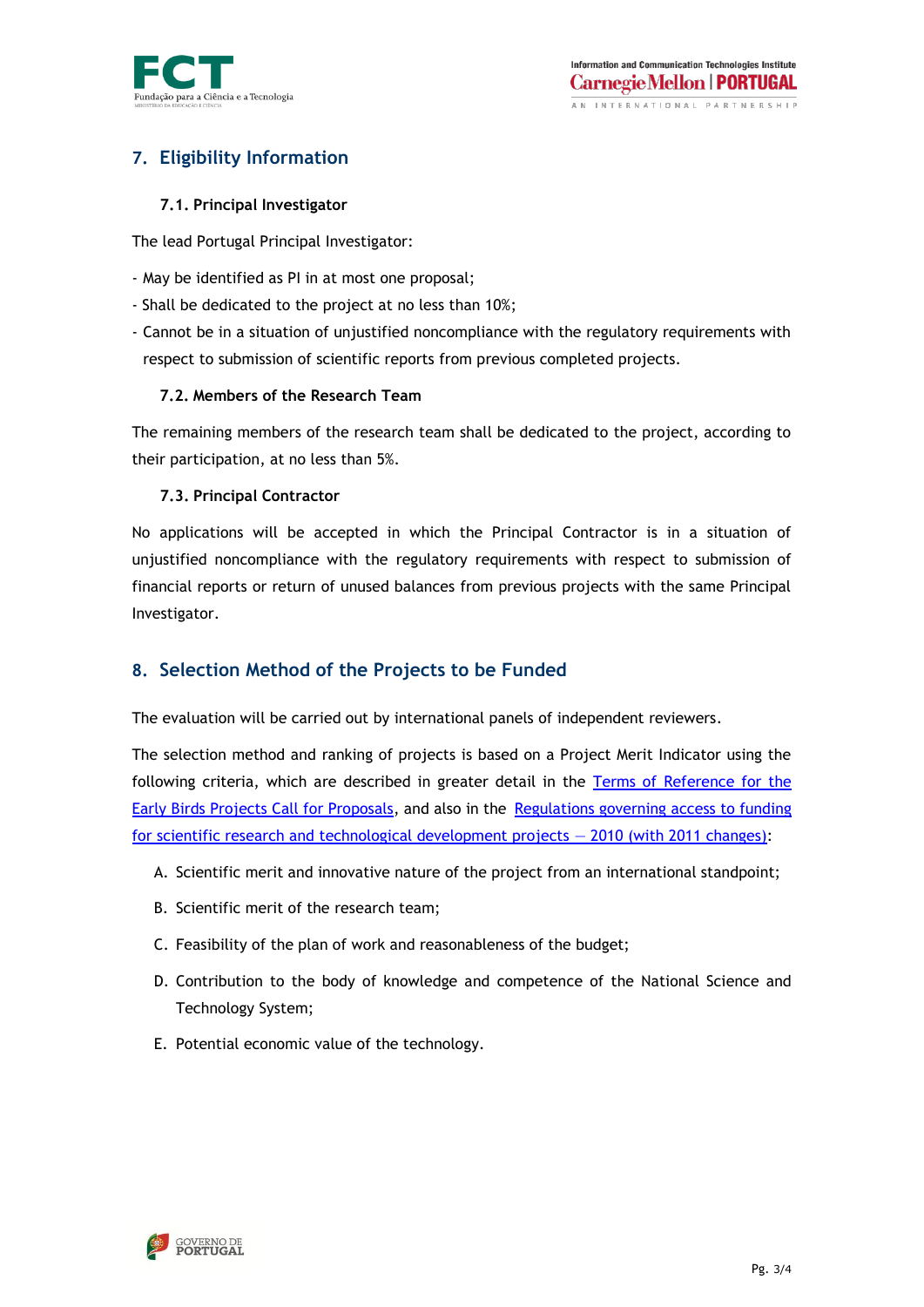## 7. Eligibility Information

### 7.1. Principal Investigator

The lead Portugal Principal Investigator:

- May be identified as PI in at most one proposal;
- Shall be dedicated to the project at no less than 10%;
- Cannot be in a situation of unjustified noncompliance with the regulatory requirements with respect to submission of scientific reports from previous completed projects.

### 7.2. Members of the Research Team

The remaining members of the research team shall be dedicated to the project, according to their participation, at no less than 5%.

### 7.3. Principal Contractor

No applications will be accepted in which the Principal Contractor is in a situation of unjustified noncompliance with the regulatory requirements with respect to submission of financial reports or return of unused balances from previous projects with the same Principal Investigator.

## 8. Selection Method of the Projects to be Funded

The evaluation will be carried out by international panels of independent reviewers.

The selection method and ranking of projects is based on a Project Merit Indicator using the following criteria, which are described in greater detail in the Terms of Reference for the Early Birds Projects Call for Proposals, and also in the Regulations governing access to funding for scientific research and technological development projects – 2010 (with 2011 changes):

A. Scientific merit and innovative nature of the project from an international standpoint;

B. Scientific merit of the research team;

C. Feasibility of the plan of work and reasonableness of the budget;

D. Contribution to the body of knowledge and competence of the National Science and Technology System;

E. Potential economic value of the technology.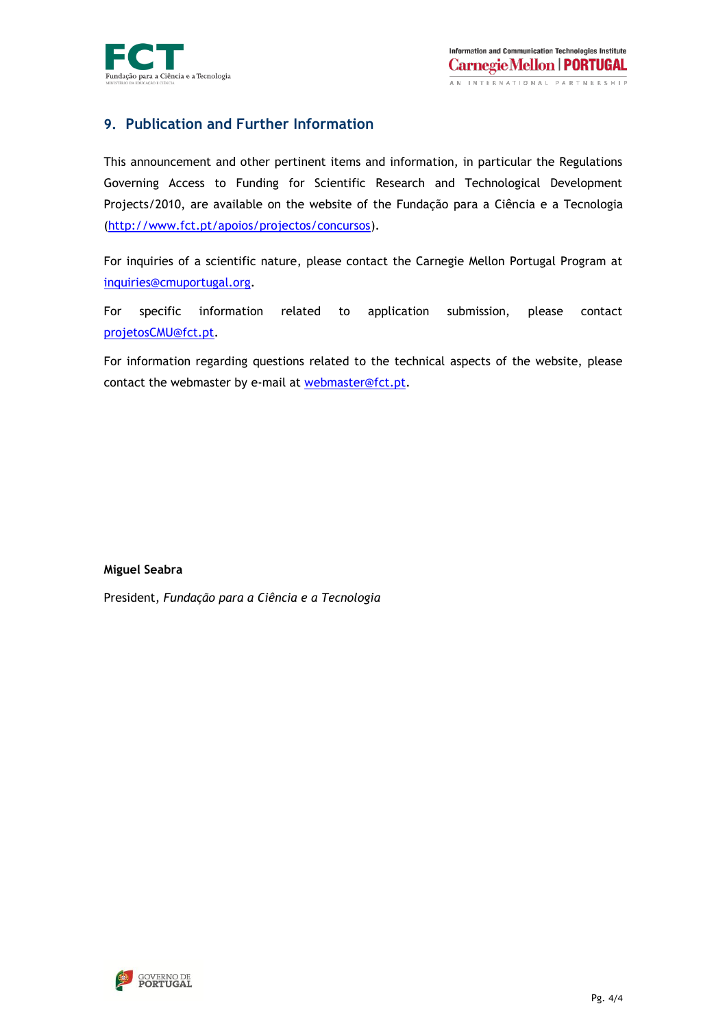## 9. Publication and Further Information

This announcement and other pertinent items and information, in particular the Regulations Governing Access to Funding for Scientific Research and Technological Development Projects/2010, are available on the website of the Fundação para a Ciência e a Tecnologia (http://www.fct.pt/apoios/projectos/concursos).

For inquiries of a scientific nature, please contact the Carnegie Mellon Portugal Program at inquiries@cmuportugal.org.

For specific information related to application submission, please contact projetosCMU@fct.pt.

For information regarding questions related to the technical aspects of the website, please contact the webmaster by e-mail at webmaster@fct.pt.

**Miguel Seabra**

President, *Fundação para a Ciência e a Tecnologia*